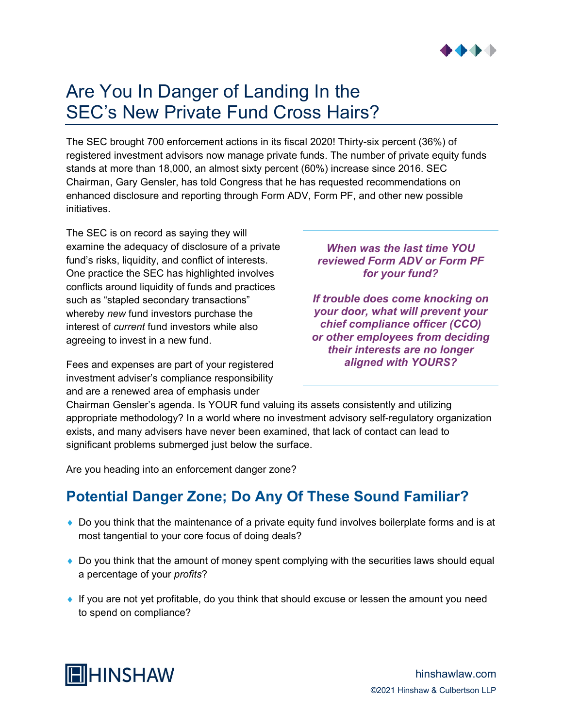# Are You In Danger of Landing In the SEC's New Private Fund Cross Hairs?

The SEC brought 700 enforcement actions in its fiscal 2020! Thirty-six percent (36%) of registered investment advisors now manage private funds. The number of private equity funds stands at more than 18,000, an almost sixty percent (60%) increase since 2016. SEC Chairman, Gary Gensler, has told Congress that he has requested recommendations on enhanced disclosure and reporting through Form ADV, Form PF, and other new possible initiatives.

The SEC is on record as saying they will examine the adequacy of disclosure of a private fund's risks, liquidity, and conflict of interests. One practice the SEC has highlighted involves conflicts around liquidity of funds and practices such as "stapled secondary transactions" whereby *new* fund investors purchase the interest of *current* fund investors while also agreeing to invest in a new fund.

***When was the last time YOU reviewed Form ADV or Form PF for your fund?***

***If trouble does come knocking on your door, what will prevent your chief compliance officer (CCO) or other employees from deciding their interests are no longer aligned with YOURS?***

Fees and expenses are part of your registered investment adviser's compliance responsibility and are a renewed area of emphasis under Chairman Gensler's agenda. Is YOUR fund valuing its assets consistently and utilizing appropriate methodology? In a world where no investment advisory self-regulatory organization exists, and many advisers have never been examined, that lack of contact can lead to significant problems submerged just below the surface.

Are you heading into an enforcement danger zone?

## Potential Danger Zone; Do Any Of These Sound Familiar?

- Do you think that the maintenance of a private equity fund involves boilerplate forms and is at most tangential to your core focus of doing deals?
- Do you think that the amount of money spent complying with the securities laws should equal a percentage of your *profits*?
- If you are not yet profitable, do you think that should excuse or lessen the amount you need to spend on compliance?

HINSHAW

hinshawlaw.com

©2021 Hinshaw & Culbertson LLP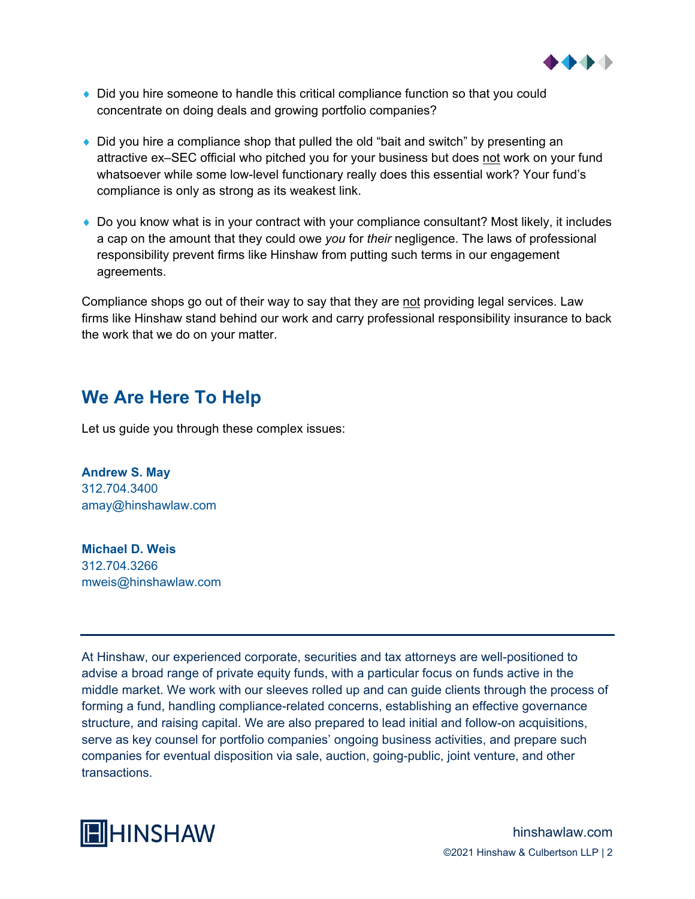- Did you hire someone to handle this critical compliance function so that you could concentrate on doing deals and growing portfolio companies?

- Did you hire a compliance shop that pulled the old "bait and switch" by presenting an attractive ex–SEC official who pitched you for your business but does not work on your fund whatsoever while some low-level functionary really does this essential work? Your fund's compliance is only as strong as its weakest link.

- Do you know what is in your contract with your compliance consultant? Most likely, it includes a cap on the amount that they could owe *you* for *their* negligence. The laws of professional responsibility prevent firms like Hinshaw from putting such terms in our engagement agreements.

Compliance shops go out of their way to say that they are not providing legal services. Law firms like Hinshaw stand behind our work and carry professional responsibility insurance to back the work that we do on your matter.

## We Are Here To Help

Let us guide you through these complex issues:

**Andrew S. May**
312.704.3400
amay@hinshawlaw.com

**Michael D. Weis**
312.704.3266
mweis@hinshawlaw.com

---

At Hinshaw, our experienced corporate, securities and tax attorneys are well-positioned to advise a broad range of private equity funds, with a particular focus on funds active in the middle market. We work with our sleeves rolled up and can guide clients through the process of forming a fund, handling compliance-related concerns, establishing an effective governance structure, and raising capital. We are also prepared to lead initial and follow-on acquisitions, serve as key counsel for portfolio companies' ongoing business activities, and prepare such companies for eventual disposition via sale, auction, going-public, joint venture, and other transactions.

HINSHAW

hinshawlaw.com

©2021 Hinshaw & Culbertson LLP